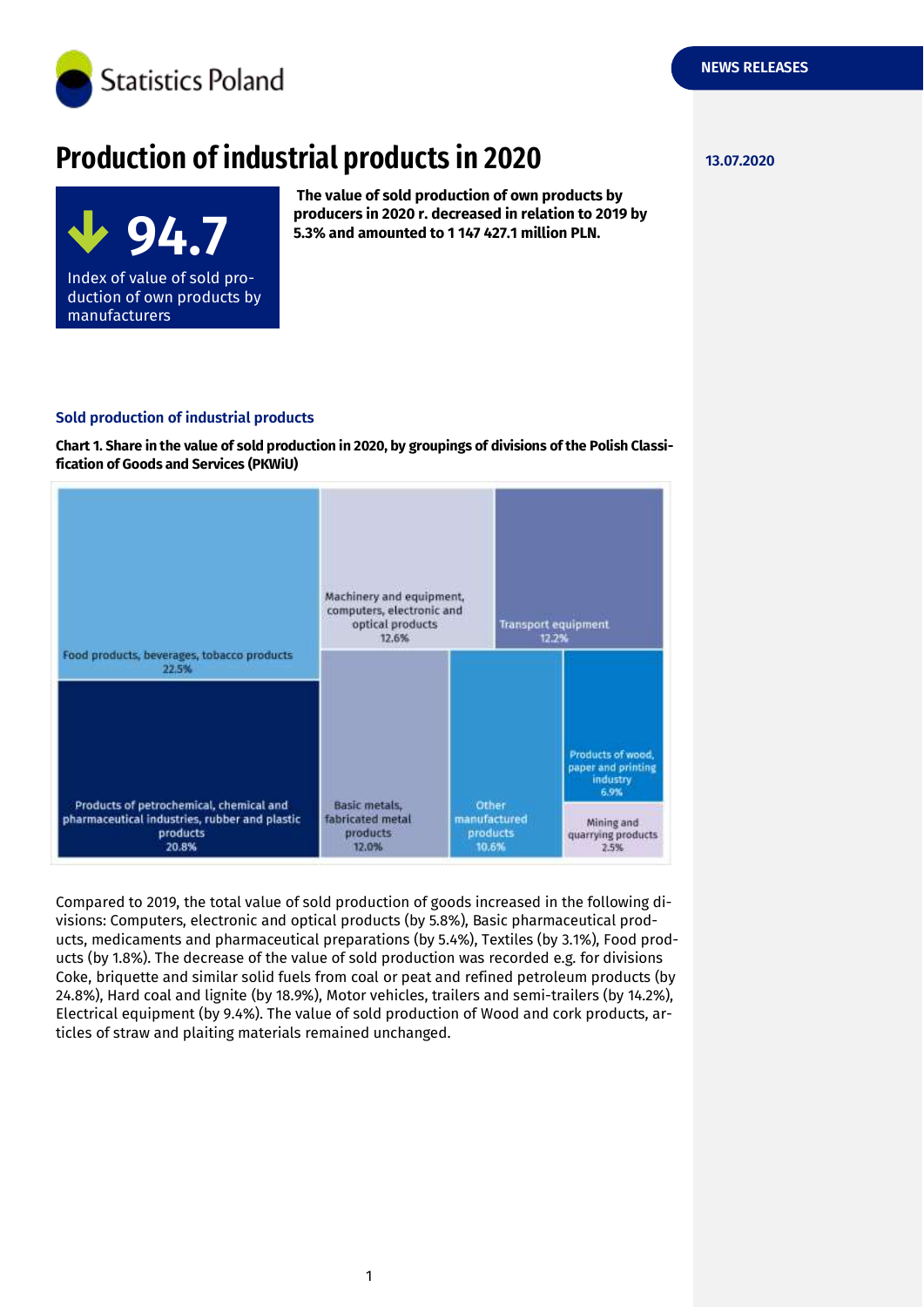Statistics Poland

NEWS RELEASES

# Production of industrial products in 2020

13.07.2020

**94.7**

Index of value of sold production of own products by manufacturers

**The value of sold production of own products by producers in 2020 r. decreased in relation to 2019 by 5.3% and amounted to 1 147 427.1 million PLN.**

## Sold production of industrial products

**Chart 1. Share in the value of sold production in 2020, by groupings of divisions of the Polish Classification of Goods and Services (PKWiU)**

Food products, beverages, tobacco products
22.5%

Machinery and equipment, computers, electronic and optical products
12.6%

Transport equipment
12.2%

Products of petrochemical, chemical and pharmaceutical industries, rubber and plastic products
20.8%

Basic metals, fabricated metal products
12.0%

Other manufactured products
10.6%

Products of wood, paper and printing industry
6.9%

Mining and quarrying products
2.5%

Compared to 2019, the total value of sold production of goods increased in the following divisions: Computers, electronic and optical products (by 5.8%), Basic pharmaceutical products, medicaments and pharmaceutical preparations (by 5.4%), Textiles (by 3.1%), Food products (by 1.8%). The decrease of the value of sold production was recorded e.g. for divisions Coke, briquette and similar solid fuels from coal or peat and refined petroleum products (by 24.8%), Hard coal and lignite (by 18.9%), Motor vehicles, trailers and semi-trailers (by 14.2%), Electrical equipment (by 9.4%). The value of sold production of Wood and cork products, articles of straw and plaiting materials remained unchanged.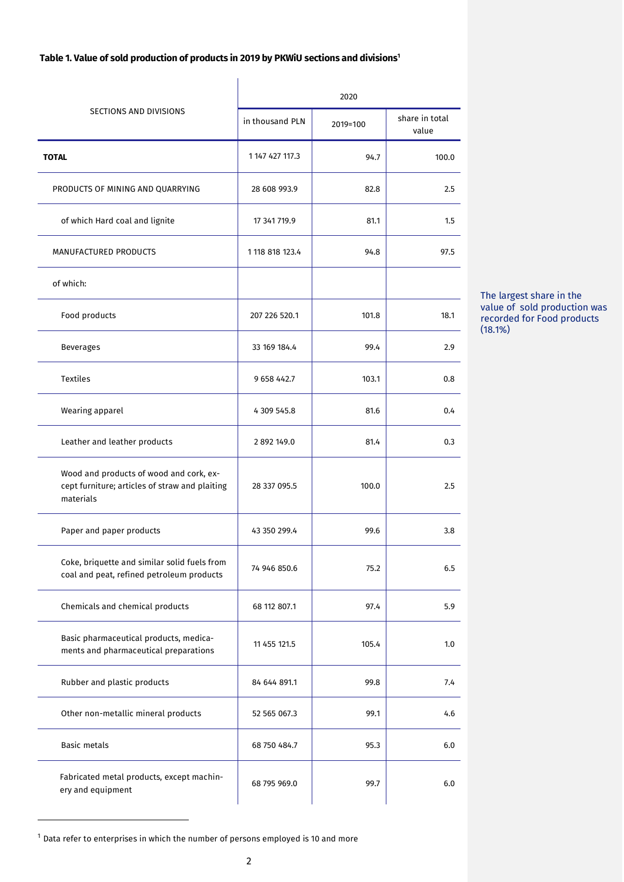**Table 1. Value of sold production of products in 2019 by PKWiU sections and divisions[1]**

| SECTIONS AND DIVISIONS | 2020 | | |
|---|---|---|---|
| | in thousand PLN | 2019=100 | share in total value |
| **TOTAL** | 1 147 427 117.3 | 94.7 | 100.0 |
| PRODUCTS OF MINING AND QUARRYING | 28 608 993.9 | 82.8 | 2.5 |
| of which Hard coal and lignite | 17 341 719.9 | 81.1 | 1.5 |
| MANUFACTURED PRODUCTS | 1 118 818 123.4 | 94.8 | 97.5 |
| of which: | | | |
| Food products | 207 226 520.1 | 101.8 | 18.1 |
| Beverages | 33 169 184.4 | 99.4 | 2.9 |
| Textiles | 9 658 442.7 | 103.1 | 0.8 |
| Wearing apparel | 4 309 545.8 | 81.6 | 0.4 |
| Leather and leather products | 2 892 149.0 | 81.4 | 0.3 |
| Wood and products of wood and cork, except furniture; articles of straw and plaiting materials | 28 337 095.5 | 100.0 | 2.5 |
| Paper and paper products | 43 350 299.4 | 99.6 | 3.8 |
| Coke, briquette and similar solid fuels from coal and peat, refined petroleum products | 74 946 850.6 | 75.2 | 6.5 |
| Chemicals and chemical products | 68 112 807.1 | 97.4 | 5.9 |
| Basic pharmaceutical products, medicaments and pharmaceutical preparations | 11 455 121.5 | 105.4 | 1.0 |
| Rubber and plastic products | 84 644 891.1 | 99.8 | 7.4 |
| Other non-metallic mineral products | 52 565 067.3 | 99.1 | 4.6 |
| Basic metals | 68 750 484.7 | 95.3 | 6.0 |
| Fabricated metal products, except machinery and equipment | 68 795 969.0 | 99.7 | 6.0 |

The largest share in the value of sold production was recorded for Food products (18.1%)

[1] Data refer to enterprises in which the number of persons employed is 10 and more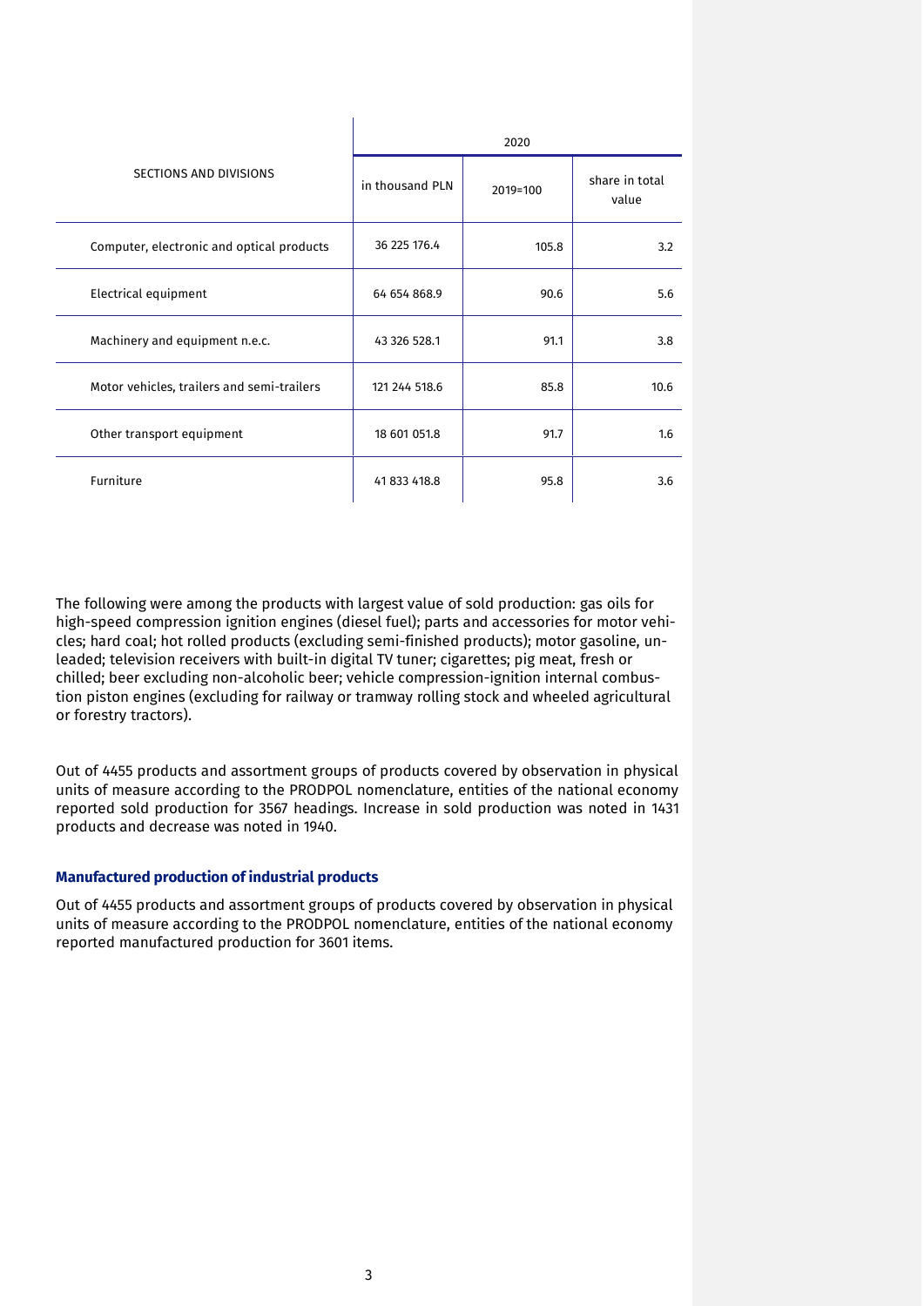| SECTIONS AND DIVISIONS | 2020 | | |
|---|---|---|---|
| | in thousand PLN | 2019=100 | share in total value |
| Computer, electronic and optical products | 36 225 176.4 | 105.8 | 3.2 |
| Electrical equipment | 64 654 868.9 | 90.6 | 5.6 |
| Machinery and equipment n.e.c. | 43 326 528.1 | 91.1 | 3.8 |
| Motor vehicles, trailers and semi-trailers | 121 244 518.6 | 85.8 | 10.6 |
| Other transport equipment | 18 601 051.8 | 91.7 | 1.6 |
| Furniture | 41 833 418.8 | 95.8 | 3.6 |

The following were among the products with largest value of sold production: gas oils for high-speed compression ignition engines (diesel fuel); parts and accessories for motor vehicles; hard coal; hot rolled products (excluding semi-finished products); motor gasoline, unleaded; television receivers with built-in digital TV tuner; cigarettes; pig meat, fresh or chilled; beer excluding non-alcoholic beer; vehicle compression-ignition internal combustion piston engines (excluding for railway or tramway rolling stock and wheeled agricultural or forestry tractors).

Out of 4455 products and assortment groups of products covered by observation in physical units of measure according to the PRODPOL nomenclature, entities of the national economy reported sold production for 3567 headings. Increase in sold production was noted in 1431 products and decrease was noted in 1940.

### Manufactured production of industrial products

Out of 4455 products and assortment groups of products covered by observation in physical units of measure according to the PRODPOL nomenclature, entities of the national economy reported manufactured production for 3601 items.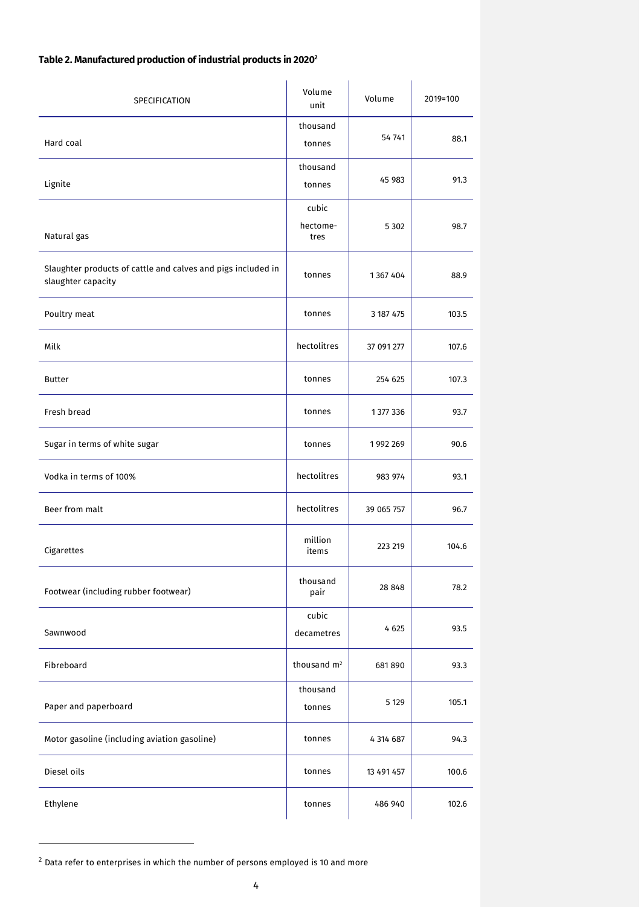**Table 2. Manufactured production of industrial products in 2020[2]**

| SPECIFICATION | Volume unit | Volume | 2019=100 |
|---|---|---|---|
| Hard coal | thousand tonnes | 54 741 | 88.1 |
| Lignite | thousand tonnes | 45 983 | 91.3 |
| Natural gas | cubic hectome-tres | 5 302 | 98.7 |
| Slaughter products of cattle and calves and pigs included in slaughter capacity | tonnes | 1 367 404 | 88.9 |
| Poultry meat | tonnes | 3 187 475 | 103.5 |
| Milk | hectolitres | 37 091 277 | 107.6 |
| Butter | tonnes | 254 625 | 107.3 |
| Fresh bread | tonnes | 1 377 336 | 93.7 |
| Sugar in terms of white sugar | tonnes | 1 992 269 | 90.6 |
| Vodka in terms of 100% | hectolitres | 983 974 | 93.1 |
| Beer from malt | hectolitres | 39 065 757 | 96.7 |
| Cigarettes | million items | 223 219 | 104.6 |
| Footwear (including rubber footwear) | thousand pair | 28 848 | 78.2 |
| Sawnwood | cubic decametres | 4 625 | 93.5 |
| Fibreboard | thousand $m^2$ | 681 890 | 93.3 |
| Paper and paperboard | thousand tonnes | 5 129 | 105.1 |
| Motor gasoline (including aviation gasoline) | tonnes | 4 314 687 | 94.3 |
| Diesel oils | tonnes | 13 491 457 | 100.6 |
| Ethylene | tonnes | 486 940 | 102.6 |

[2] Data refer to enterprises in which the number of persons employed is 10 and more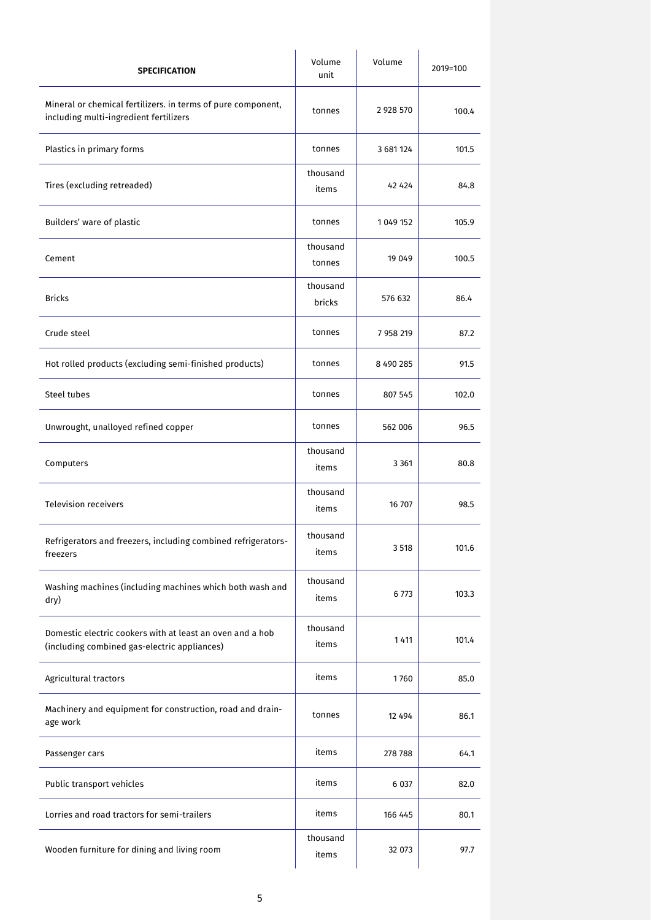| SPECIFICATION | Volume unit | Volume | 2019=100 |
|---|---|---|---|
| Mineral or chemical fertilizers. in terms of pure component, including multi-ingredient fertilizers | tonnes | 2 928 570 | 100.4 |
| Plastics in primary forms | tonnes | 3 681 124 | 101.5 |
| Tires (excluding retreaded) | thousand items | 42 424 | 84.8 |
| Builders' ware of plastic | tonnes | 1 049 152 | 105.9 |
| Cement | thousand tonnes | 19 049 | 100.5 |
| Bricks | thousand bricks | 576 632 | 86.4 |
| Crude steel | tonnes | 7 958 219 | 87.2 |
| Hot rolled products (excluding semi-finished products) | tonnes | 8 490 285 | 91.5 |
| Steel tubes | tonnes | 807 545 | 102.0 |
| Unwrought, unalloyed refined copper | tonnes | 562 006 | 96.5 |
| Computers | thousand items | 3 361 | 80.8 |
| Television receivers | thousand items | 16 707 | 98.5 |
| Refrigerators and freezers, including combined refrigerators-freezers | thousand items | 3 518 | 101.6 |
| Washing machines (including machines which both wash and dry) | thousand items | 6 773 | 103.3 |
| Domestic electric cookers with at least an oven and a hob (including combined gas-electric appliances) | thousand items | 1 411 | 101.4 |
| Agricultural tractors | items | 1 760 | 85.0 |
| Machinery and equipment for construction, road and drainage work | tonnes | 12 494 | 86.1 |
| Passenger cars | items | 278 788 | 64.1 |
| Public transport vehicles | items | 6 037 | 82.0 |
| Lorries and road tractors for semi-trailers | items | 166 445 | 80.1 |
| Wooden furniture for dining and living room | thousand items | 32 073 | 97.7 |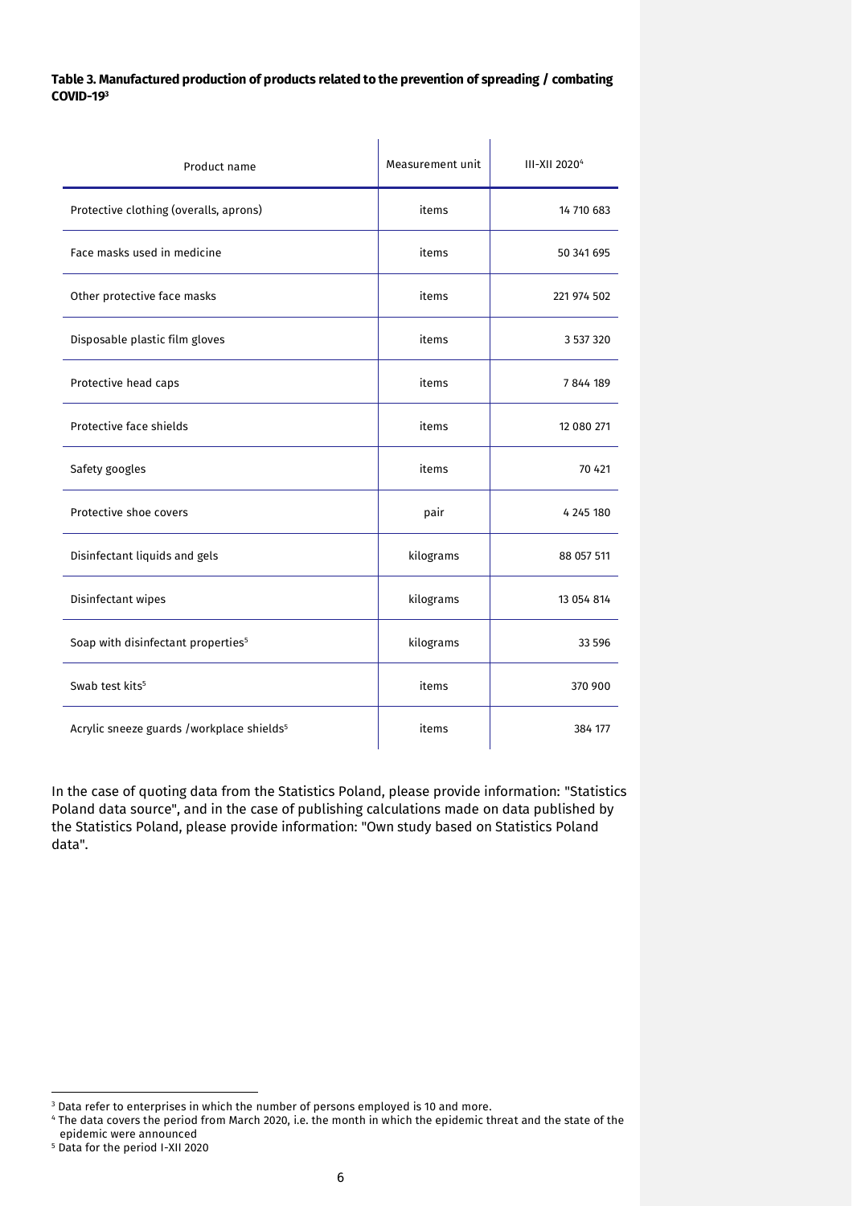**Table 3. Manufactured production of products related to the prevention of spreading / combating COVID-19[3]**

| Product name | Measurement unit | III-XII 2020[4] |
|---|---|---|
| Protective clothing (overalls, aprons) | items | 14 710 683 |
| Face masks used in medicine | items | 50 341 695 |
| Other protective face masks | items | 221 974 502 |
| Disposable plastic film gloves | items | 3 537 320 |
| Protective head caps | items | 7 844 189 |
| Protective face shields | items | 12 080 271 |
| Safety googles | items | 70 421 |
| Protective shoe covers | pair | 4 245 180 |
| Disinfectant liquids and gels | kilograms | 88 057 511 |
| Disinfectant wipes | kilograms | 13 054 814 |
| Soap with disinfectant properties[5] | kilograms | 33 596 |
| Swab test kits[5] | items | 370 900 |
| Acrylic sneeze guards /workplace shields[5] | items | 384 177 |

In the case of quoting data from the Statistics Poland, please provide information: "Statistics Poland data source", and in the case of publishing calculations made on data published by the Statistics Poland, please provide information: "Own study based on Statistics Poland data".

[3] Data refer to enterprises in which the number of persons employed is 10 and more.

[4] The data covers the period from March 2020, i.e. the month in which the epidemic threat and the state of the epidemic were announced

[5] Data for the period I-XII 2020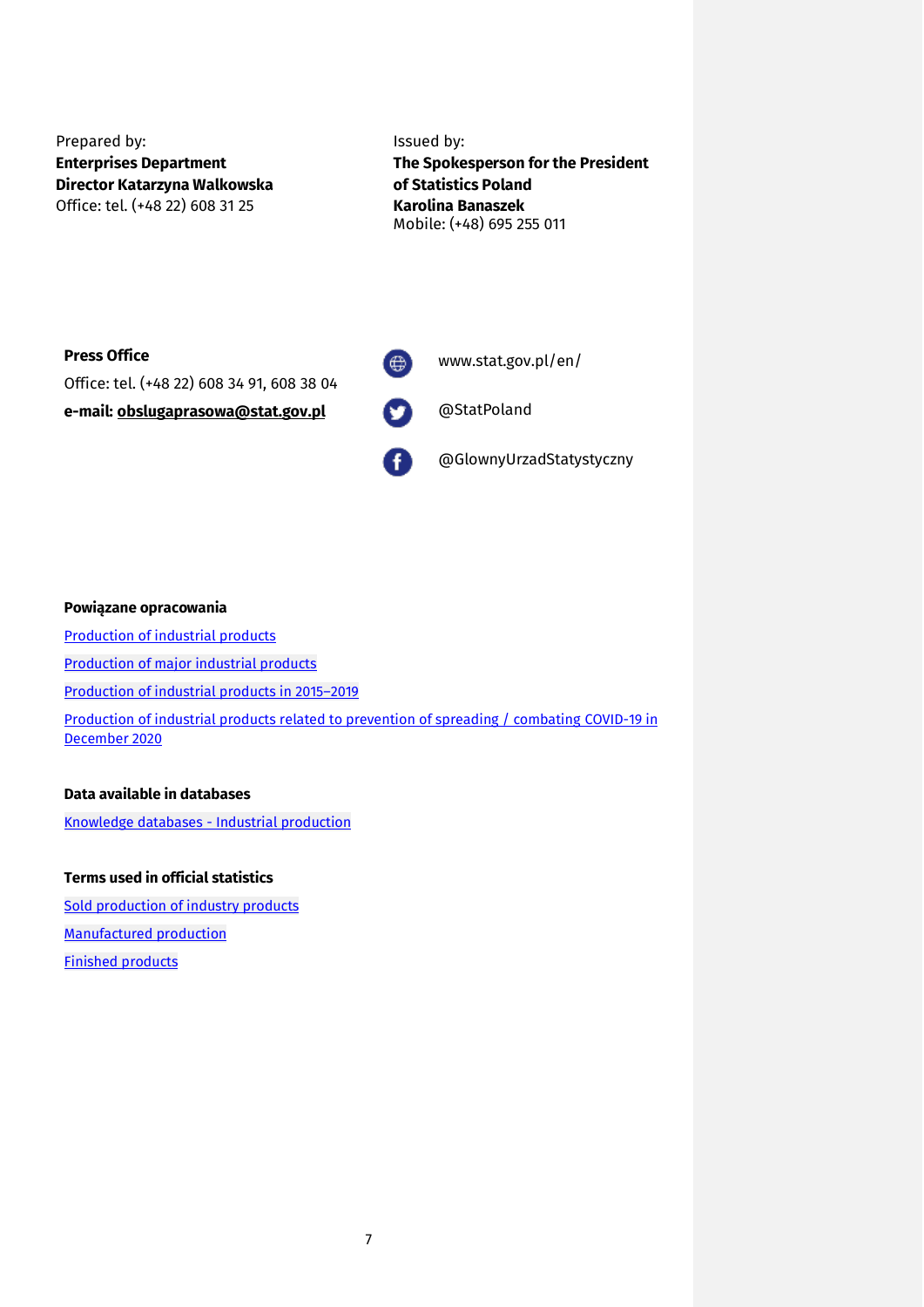Prepared by:
**Enterprises Department**
**Director Katarzyna Walkowska**
Office: tel. (+48 22) 608 31 25

Issued by:
**The Spokesperson for the President of Statistics Poland**
**Karolina Banaszek**
Mobile: (+48) 695 255 011

**Press Office**

Office: tel. (+48 22) 608 34 91, 608 38 04

**e-mail: obslugaprasowa@stat.gov.pl**

www.stat.gov.pl/en/

@StatPoland

@GlownyUrzadStatystyczny

**Powiązane opracowania**

Production of industrial products

Production of major industrial products

Production of industrial products in 2015–2019

Production of industrial products related to prevention of spreading / combating COVID-19 in December 2020

**Data available in databases**

Knowledge databases - Industrial production

**Terms used in official statistics**

Sold production of industry products

Manufactured production

Finished products